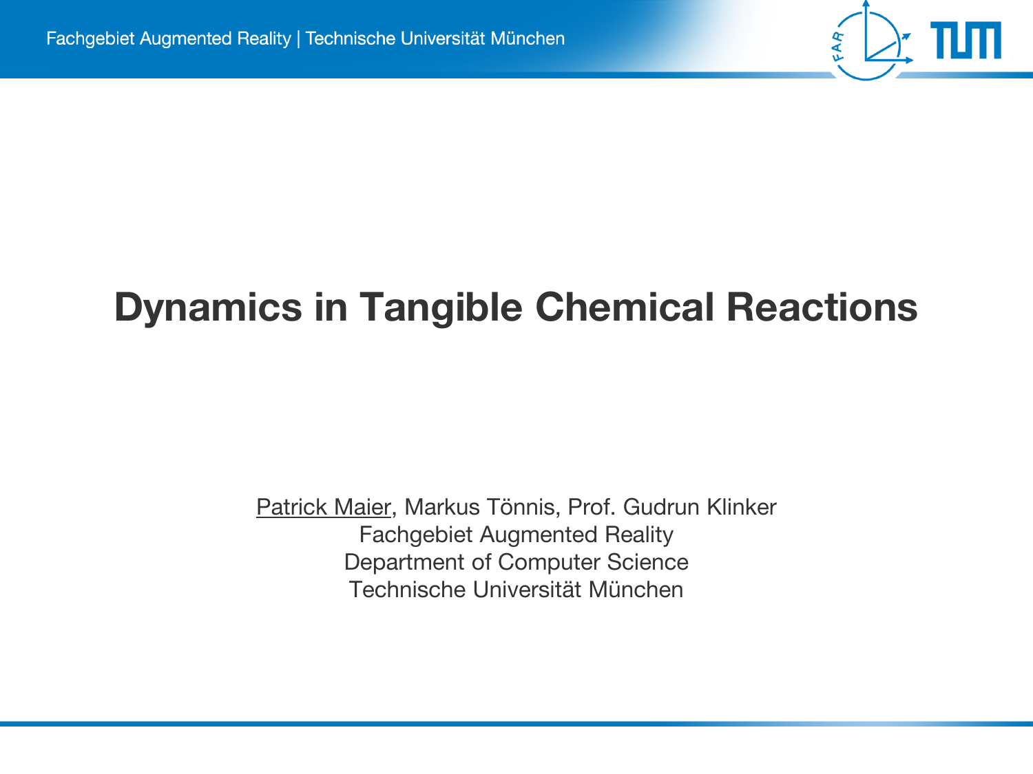# Dynamics in Tangible Chemical Reactions

Patrick Maier, Markus Tönnis, Prof. Gudrun Klinker
Fachgebiet Augmented Reality
Department of Computer Science
Technische Universität München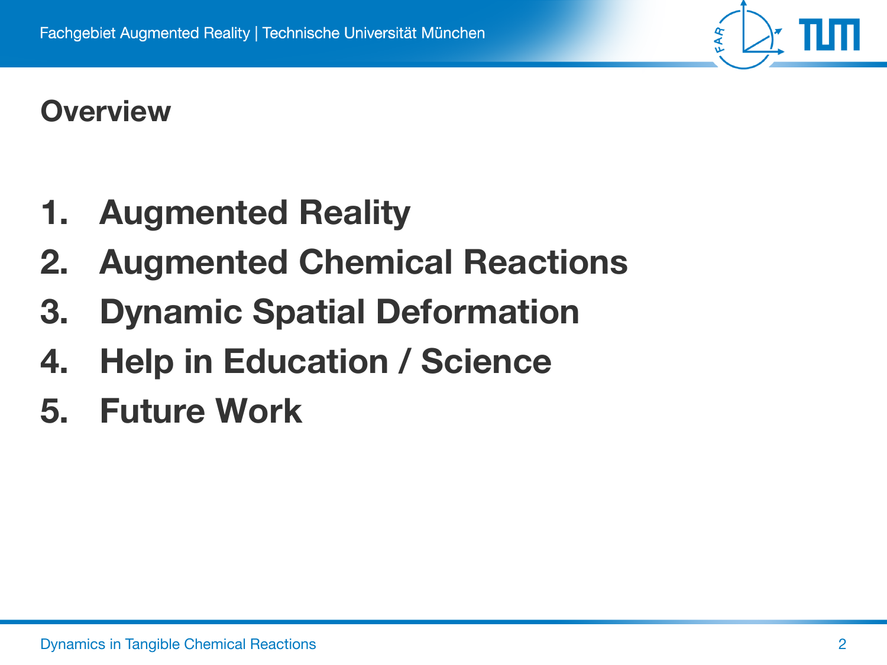## Overview

1. Augmented Reality
2. Augmented Chemical Reactions
3. Dynamic Spatial Deformation
4. Help in Education / Science
5. Future Work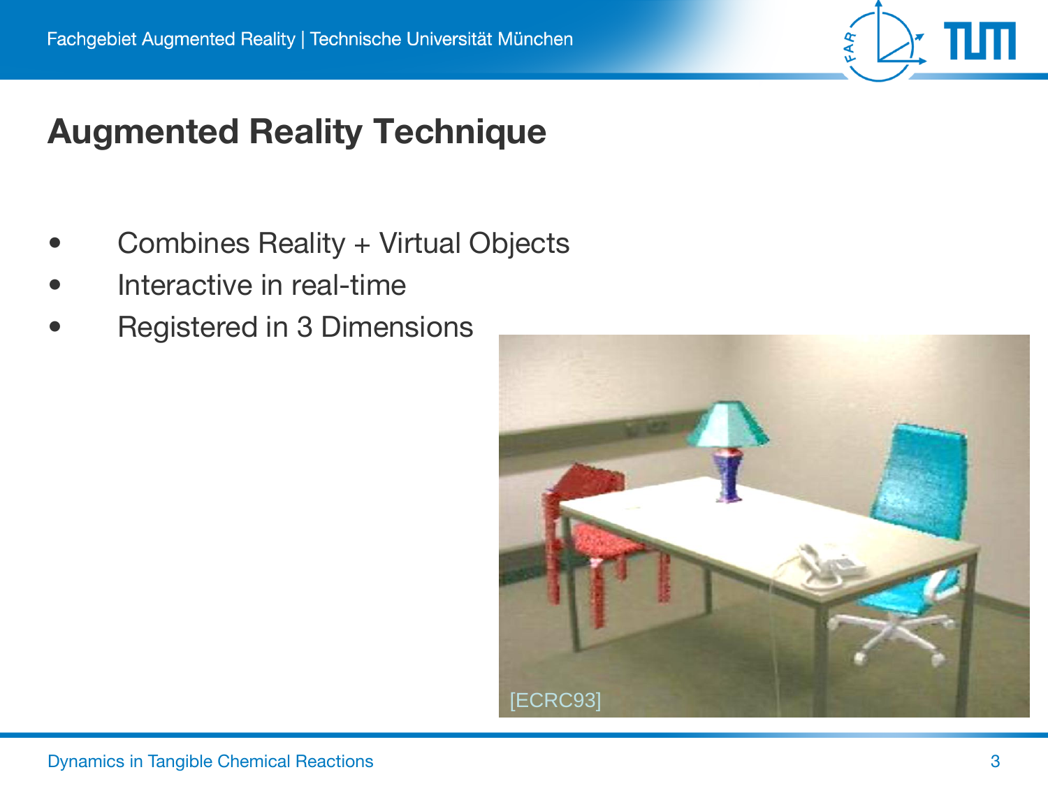# Augmented Reality Technique

- Combines Reality + Virtual Objects
- Interactive in real-time
- Registered in 3 Dimensions

[ECRC93]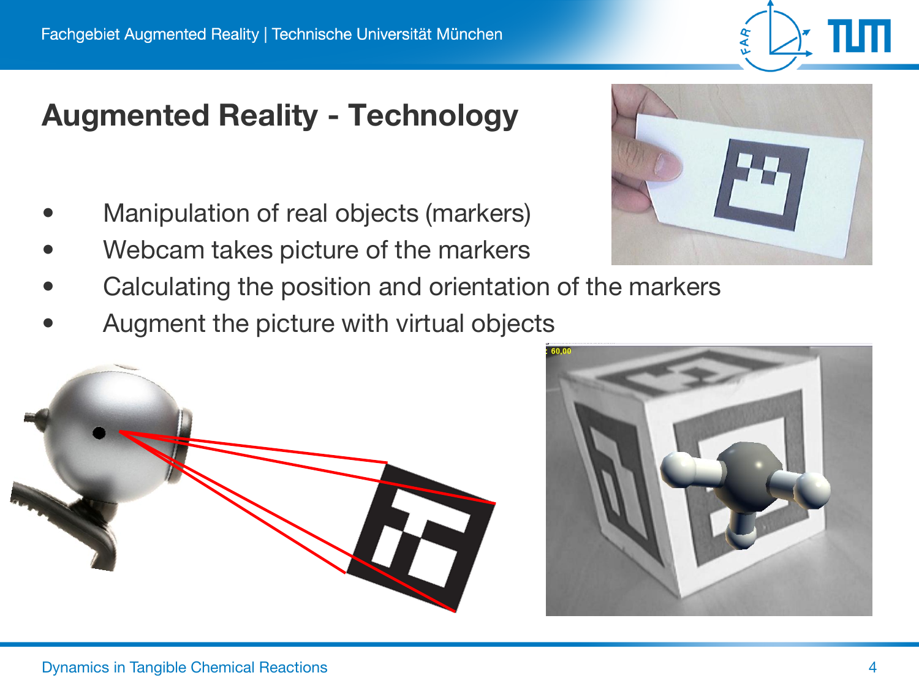# Augmented Reality - Technology

- Manipulation of real objects (markers)
- Webcam takes picture of the markers
- Calculating the position and orientation of the markers
- Augment the picture with virtual objects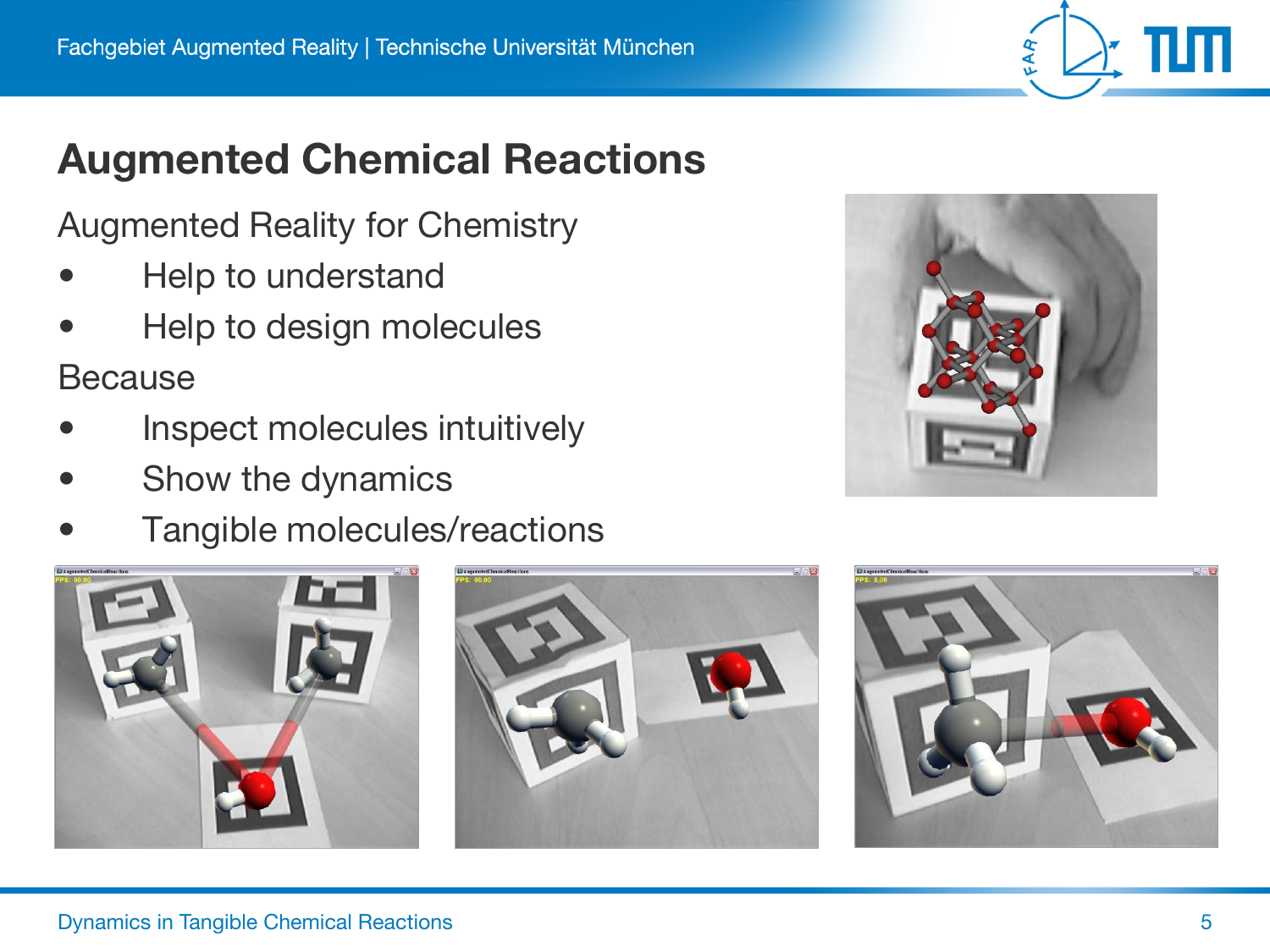# Augmented Chemical Reactions

Augmented Reality for Chemistry

- Help to understand
- Help to design molecules

Because

- Inspect molecules intuitively
- Show the dynamics
- Tangible molecules/reactions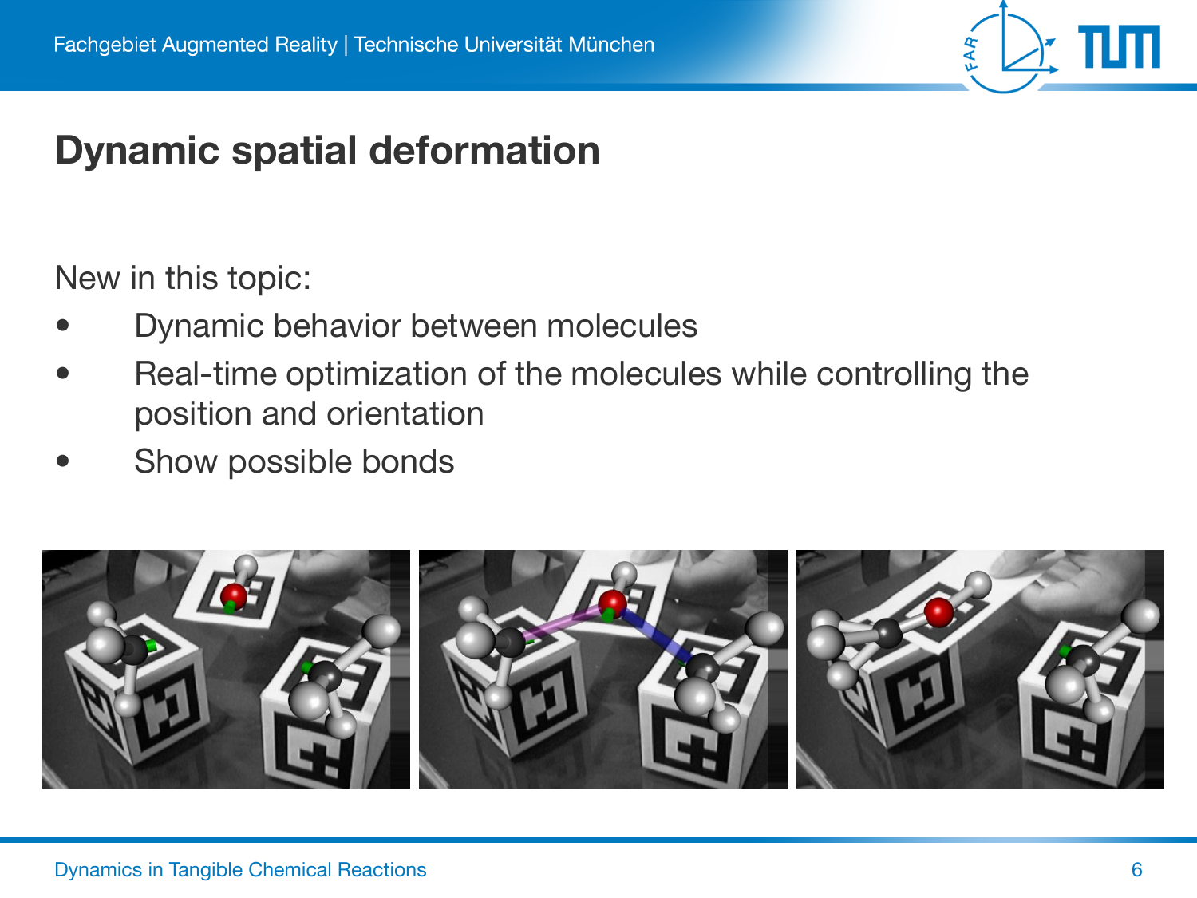# Dynamic spatial deformation

New in this topic:

- Dynamic behavior between molecules
- Real-time optimization of the molecules while controlling the position and orientation
- Show possible bonds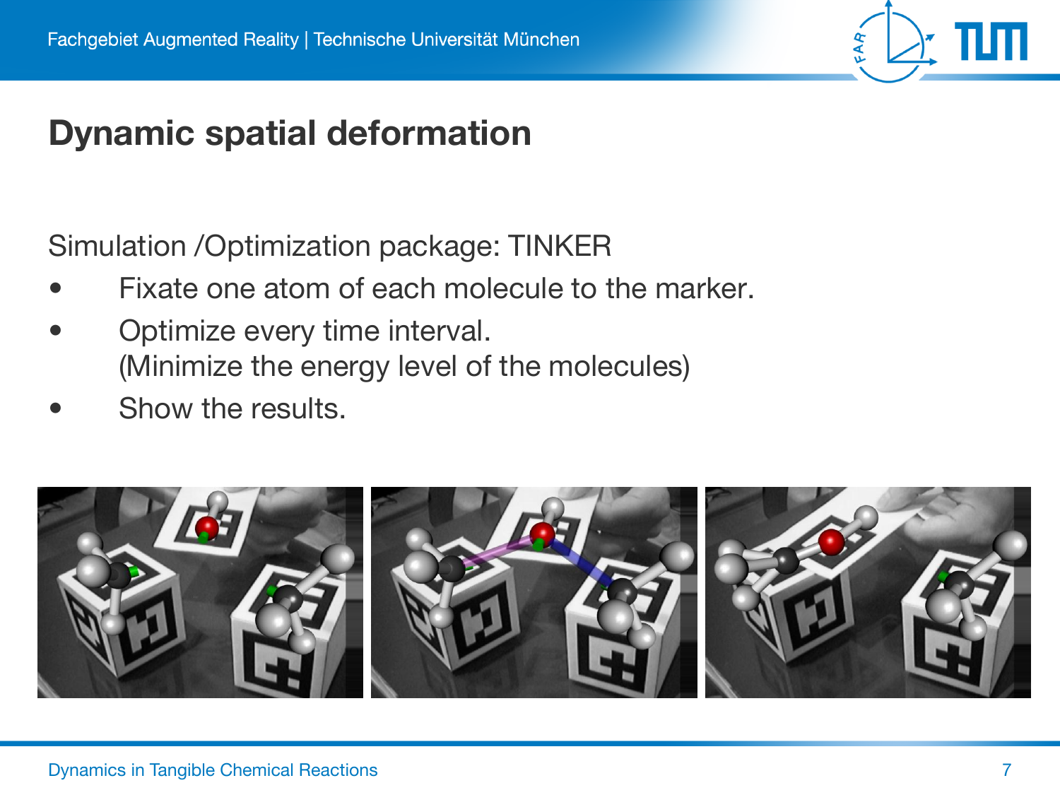# Dynamic spatial deformation

Simulation /Optimization package: TINKER

- Fixate one atom of each molecule to the marker.
- Optimize every time interval.
  (Minimize the energy level of the molecules)
- Show the results.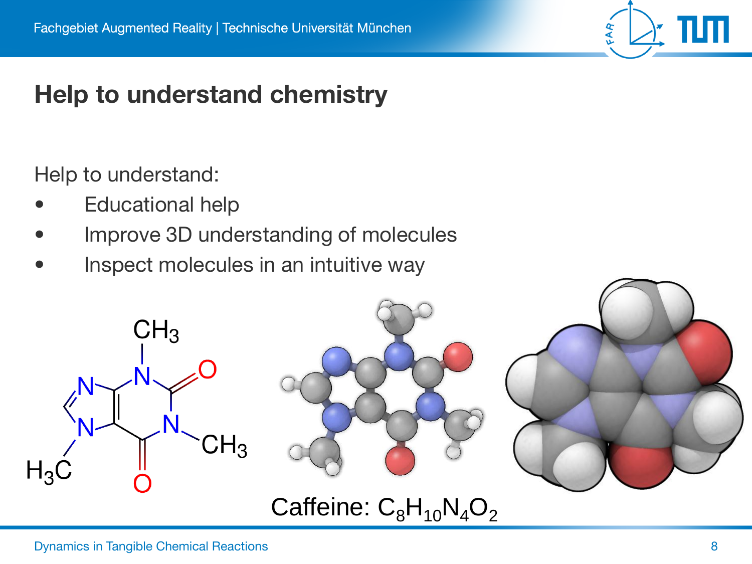# Help to understand chemistry

Help to understand:

- Educational help
- Improve 3D understanding of molecules
- Inspect molecules in an intuitive way

Caffeine: $C_8H_{10}N_4O_2$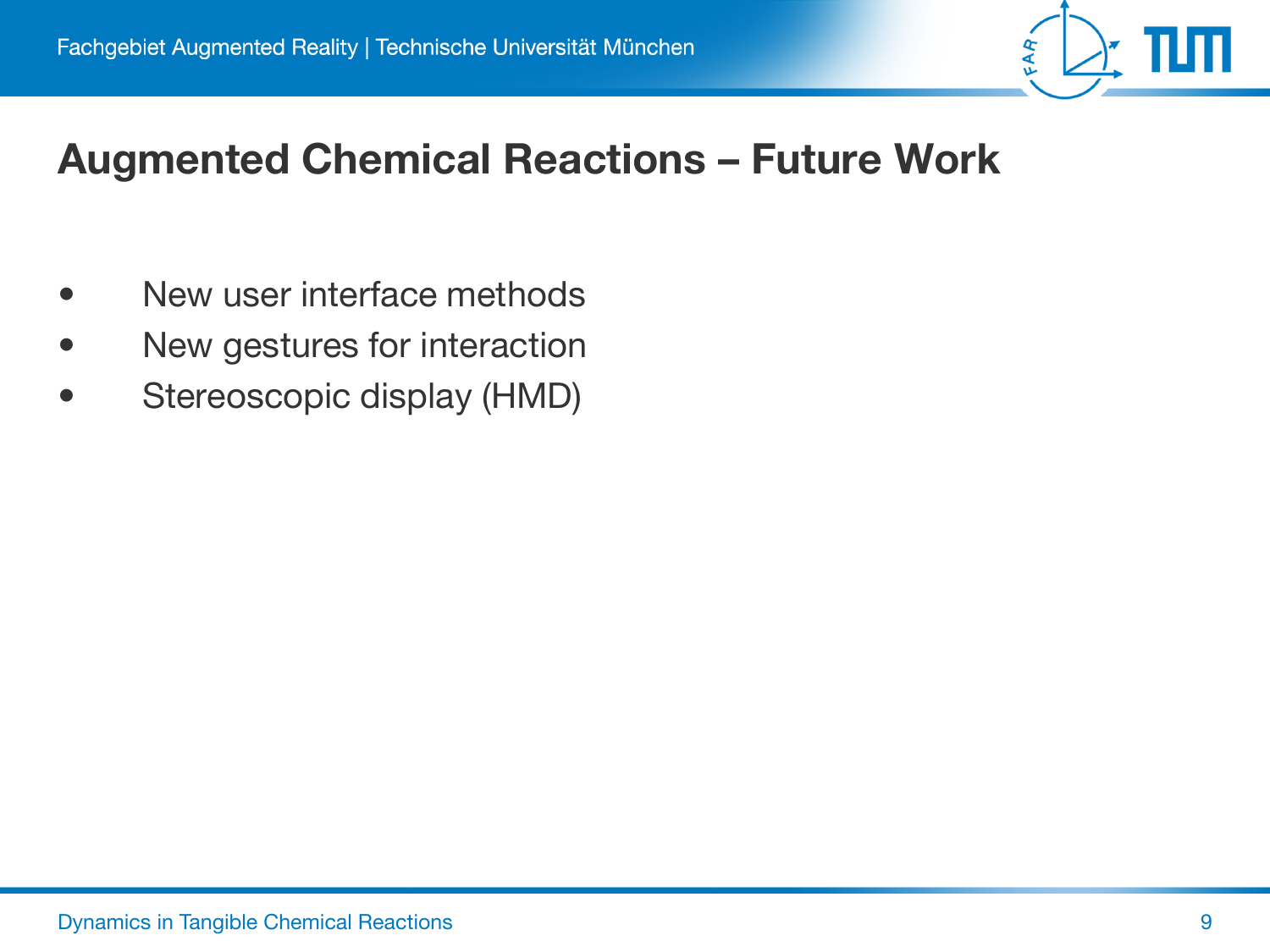# Augmented Chemical Reactions – Future Work

- New user interface methods
- New gestures for interaction
- Stereoscopic display (HMD)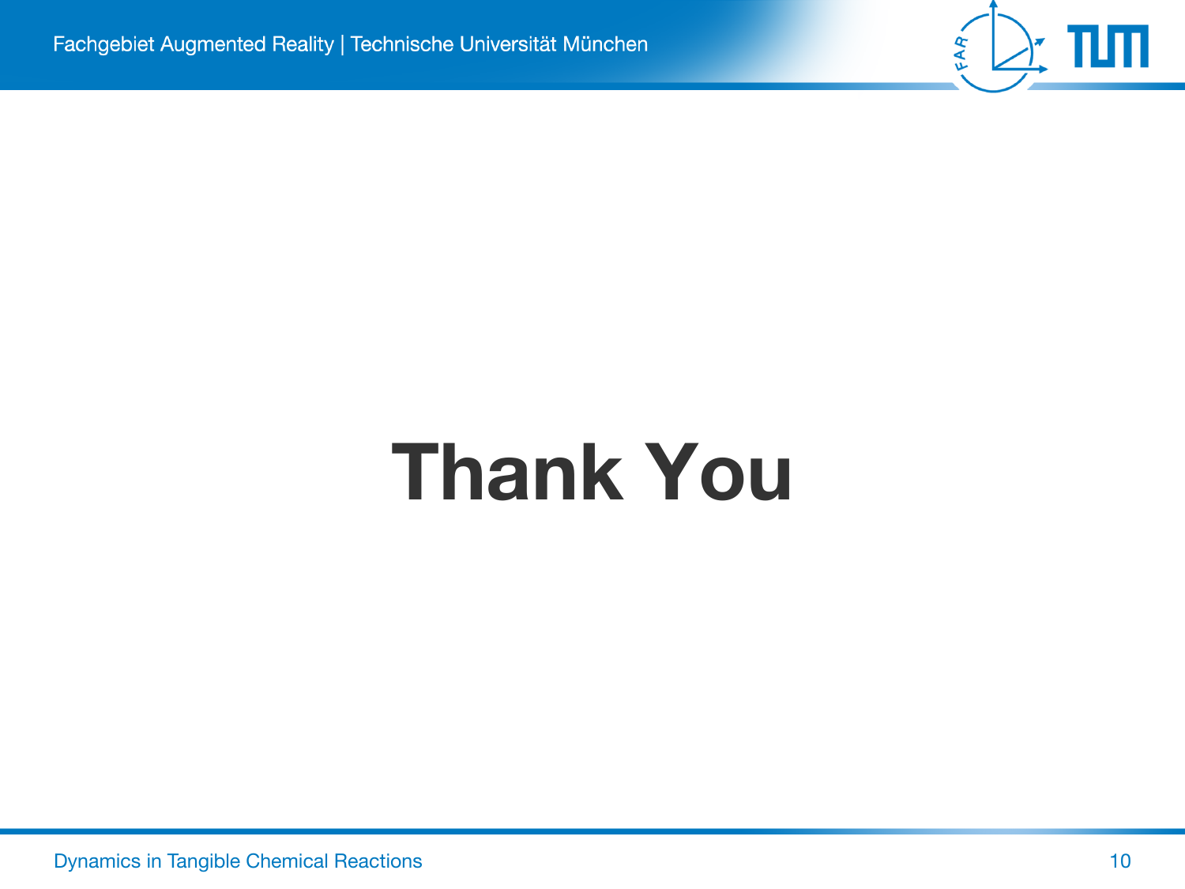# Thank You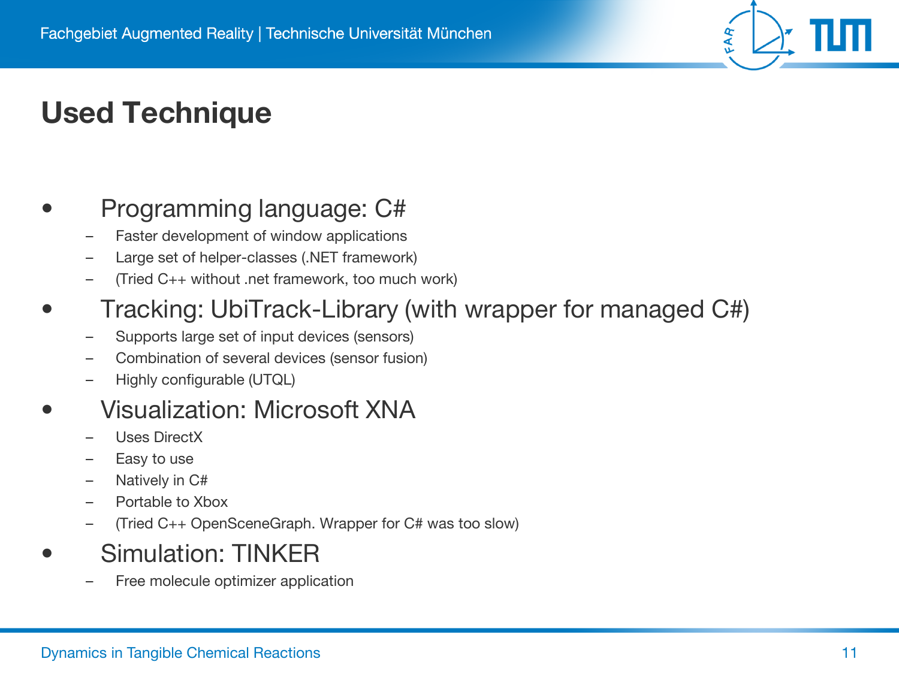# Used Technique

- Programming language: C#
  - Faster development of window applications
  - Large set of helper-classes (.NET framework)
  - (Tried C++ without .net framework, too much work)
- Tracking: UbiTrack-Library (with wrapper for managed C#)
  - Supports large set of input devices (sensors)
  - Combination of several devices (sensor fusion)
  - Highly configurable (UTQL)
- Visualization: Microsoft XNA
  - Uses DirectX
  - Easy to use
  - Natively in C#
  - Portable to Xbox
  - (Tried C++ OpenSceneGraph. Wrapper for C# was too slow)
- Simulation: TINKER
  - Free molecule optimizer application